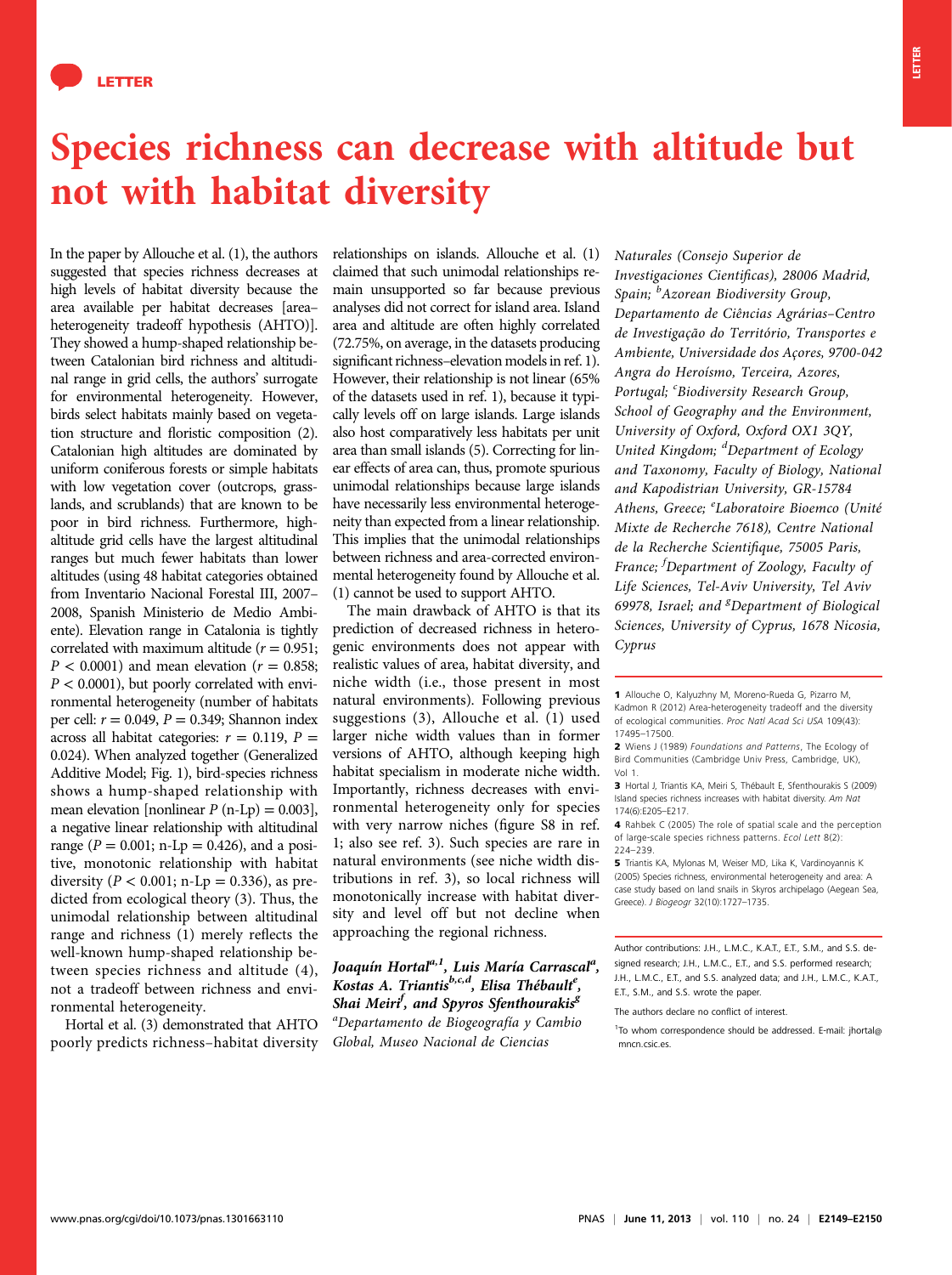LETTER

# Species richness can decrease with altitude but not with habitat diversity

In the paper by Allouche et al. (1), the authors suggested that species richness decreases at high levels of habitat diversity because the area available per habitat decreases [area–heterogeneity tradeoff hypothesis (AHTO)]. They showed a hump-shaped relationship between Catalonian bird richness and altitudinal range in grid cells, the authors' surrogate for environmental heterogeneity. However, birds select habitats mainly based on vegetation structure and floristic composition (2). Catalonian high altitudes are dominated by uniform coniferous forests or simple habitats with low vegetation cover (outcrops, grasslands, and scrublands) that are known to be poor in bird richness. Furthermore, high-altitude grid cells have the largest altitudinal ranges but much fewer habitats than lower altitudes (using 48 habitat categories obtained from Inventario Nacional Forestal III, 2007–2008, Spanish Ministerio de Medio Ambiente). Elevation range in Catalonia is tightly correlated with maximum altitude ($r = 0.951$; $P < 0.0001$) and mean elevation ($r = 0.858$; $P < 0.0001$), but poorly correlated with environmental heterogeneity (number of habitats per cell: $r = 0.049$, $P = 0.349$; Shannon index across all habitat categories: $r = 0.119$, $P = 0.024$). When analyzed together (Generalized Additive Model; Fig. 1), bird-species richness shows a hump-shaped relationship with mean elevation [nonlinear $P$ (n-Lp) = 0.003], a negative linear relationship with altitudinal range ($P = 0.001$; n-Lp = 0.426), and a positive, monotonic relationship with habitat diversity ($P < 0.001$; n-Lp = 0.336), as predicted from ecological theory (3). Thus, the unimodal relationship between altitudinal range and richness (1) merely reflects the well-known hump-shaped relationship between species richness and altitude (4), not a tradeoff between richness and environmental heterogeneity.

Hortal et al. (3) demonstrated that AHTO poorly predicts richness–habitat diversity relationships on islands. Allouche et al. (1) claimed that such unimodal relationships remain unsupported so far because previous analyses did not correct for island area. Island area and altitude are often highly correlated (72.75%, on average, in the datasets producing significant richness–elevation models in ref. 1). However, their relationship is not linear (65% of the datasets used in ref. 1), because it typically levels off on large islands. Large islands also host comparatively less habitats per unit area than small islands (5). Correcting for linear effects of area can, thus, promote spurious unimodal relationships because large islands have necessarily less environmental heterogeneity than expected from a linear relationship. This implies that the unimodal relationships between richness and area-corrected environmental heterogeneity found by Allouche et al. (1) cannot be used to support AHTO.

The main drawback of AHTO is that its prediction of decreased richness in heterogenic environments does not appear with realistic values of area, habitat diversity, and niche width (i.e., those present in most natural environments). Following previous suggestions (3), Allouche et al. (1) used larger niche width values than in former versions of AHTO, although keeping high habitat specialism in moderate niche width. Importantly, richness decreases with environmental heterogeneity only for species with very narrow niches (figure S8 in ref. 1; also see ref. 3). Such species are rare in natural environments (see niche width distributions in ref. 3), so local richness will monotonically increase with habitat diversity and level off but not decline when approaching the regional richness.

*Joaquín Hortal*[a,1]*, Luis María Carrascal*[a]*, Kostas A. Triantis*[b,c,d]*, Elisa Thébault*[e]*, Shai Meiri*[f]*, and Spyros Sfenthourakis*[g]

[a]*Departamento de Biogeografía y Cambio Global, Museo Nacional de Ciencias Naturales (Consejo Superior de Investigaciones Científicas), 28006 Madrid, Spain;* [b]*Azorean Biodiversity Group, Departamento de Ciências Agrárias–Centro de Investigação do Território, Transportes e Ambiente, Universidade dos Açores, 9700-042 Angra do Heroísmo, Terceira, Azores, Portugal;* [c]*Biodiversity Research Group, School of Geography and the Environment, University of Oxford, Oxford OX1 3QY, United Kingdom;* [d]*Department of Ecology and Taxonomy, Faculty of Biology, National and Kapodistrian University, GR-15784 Athens, Greece;* [e]*Laboratoire Bioemco (Unité Mixte de Recherche 7618), Centre National de la Recherche Scientifique, 75005 Paris, France;* [f]*Department of Zoology, Faculty of Life Sciences, Tel-Aviv University, Tel Aviv 69978, Israel; and* [g]*Department of Biological Sciences, University of Cyprus, 1678 Nicosia, Cyprus*

1 Allouche O, Kalyuzhny M, Moreno-Rueda G, Pizarro M, Kadmon R (2012) Area-heterogeneity tradeoff and the diversity of ecological communities. *Proc Natl Acad Sci USA* 109(43): 17495–17500.

2 Wiens J (1989) *Foundations and Patterns*, The Ecology of Bird Communities (Cambridge Univ Press, Cambridge, UK), Vol 1.

3 Hortal J, Triantis KA, Meiri S, Thébault E, Sfenthourakis S (2009) Island species richness increases with habitat diversity. *Am Nat* 174(6):E205–E217.

4 Rahbek C (2005) The role of spatial scale and the perception of large-scale species richness patterns. *Ecol Lett* 8(2): 224–239.

5 Triantis KA, Mylonas M, Weiser MD, Lika K, Vardinoyannis K (2005) Species richness, environmental heterogeneity and area: A case study based on land snails in Skyros archipelago (Aegean Sea, Greece). *J Biogeogr* 32(10):1727–1735.

Author contributions: J.H., L.M.C., K.A.T., E.T., S.M., and S.S. designed research; J.H., L.M.C., E.T., and S.S. performed research; J.H., L.M.C., E.T., and S.S. analyzed data; and J.H., L.M.C., K.A.T., E.T., S.M., and S.S. wrote the paper.

The authors declare no conflict of interest.

[1]To whom correspondence should be addressed. E-mail: jhortal@mncn.csic.es.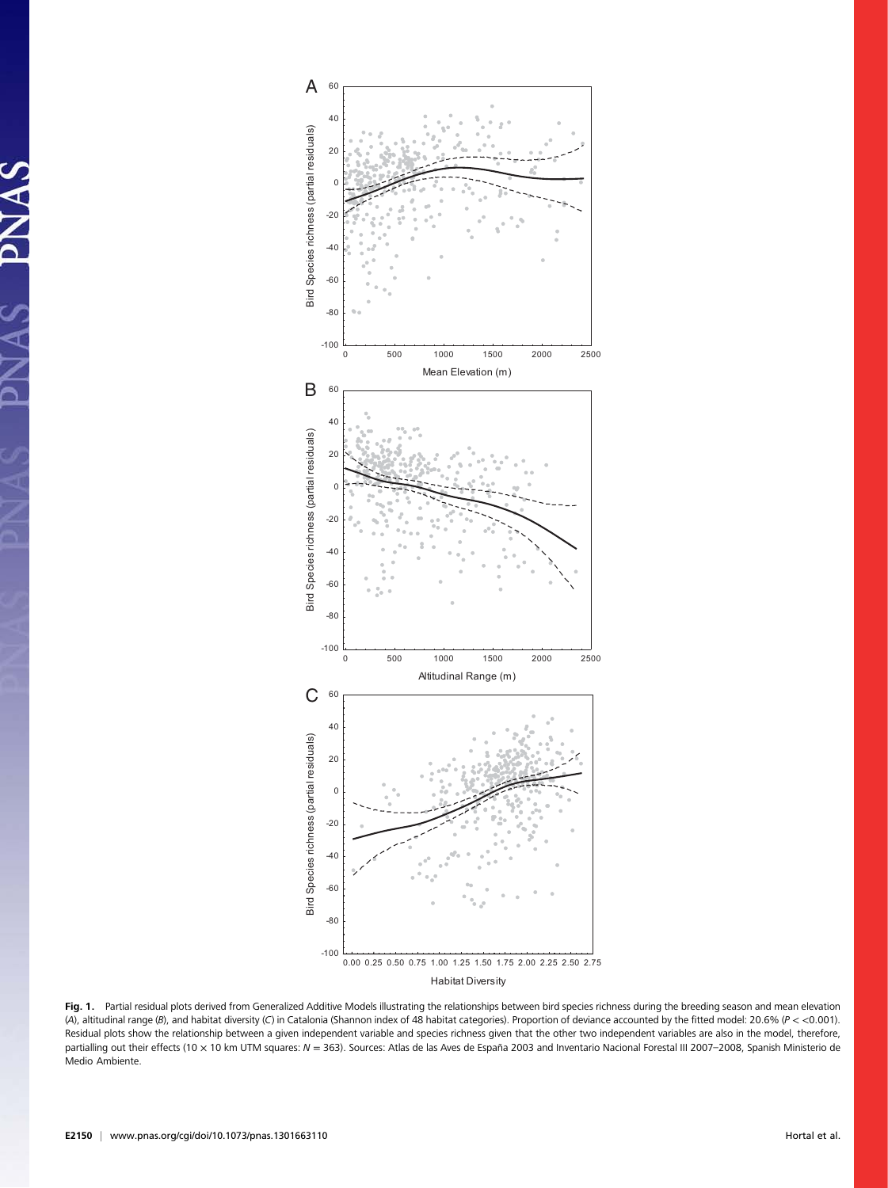A

Bird Species richness (partial residuals)

60
40
20
0
-20
-40
-60
-80
-100

0 500 1000 1500 2000 2500

Mean Elevation (m)

B

Bird Species richness (partial residuals)

60
40
20
0
-20
-40
-60
-80
-100

0 500 1000 1500 2000 2500

Altitudinal Range (m)

C

Bird Species richness (partial residuals)

60
40
20
0
-20
-40
-60
-80
-100

0.00 0.25 0.50 0.75 1.00 1.25 1.50 1.75 2.00 2.25 2.50 2.75

Habitat Diversity

**Fig. 1.** Partial residual plots derived from Generalized Additive Models illustrating the relationships between bird species richness during the breeding season and mean elevation (*A*), altitudinal range (*B*), and habitat diversity (*C*) in Catalonia (Shannon index of 48 habitat categories). Proportion of deviance accounted by the fitted model: 20.6% ($P < <0.001$). Residual plots show the relationship between a given independent variable and species richness given that the other two independent variables are also in the model, therefore, partialling out their effects (10 × 10 km UTM squares: $N = 363$). Sources: Atlas de las Aves de España 2003 and Inventario Nacional Forestal III 2007–2008, Spanish Ministerio de Medio Ambiente.